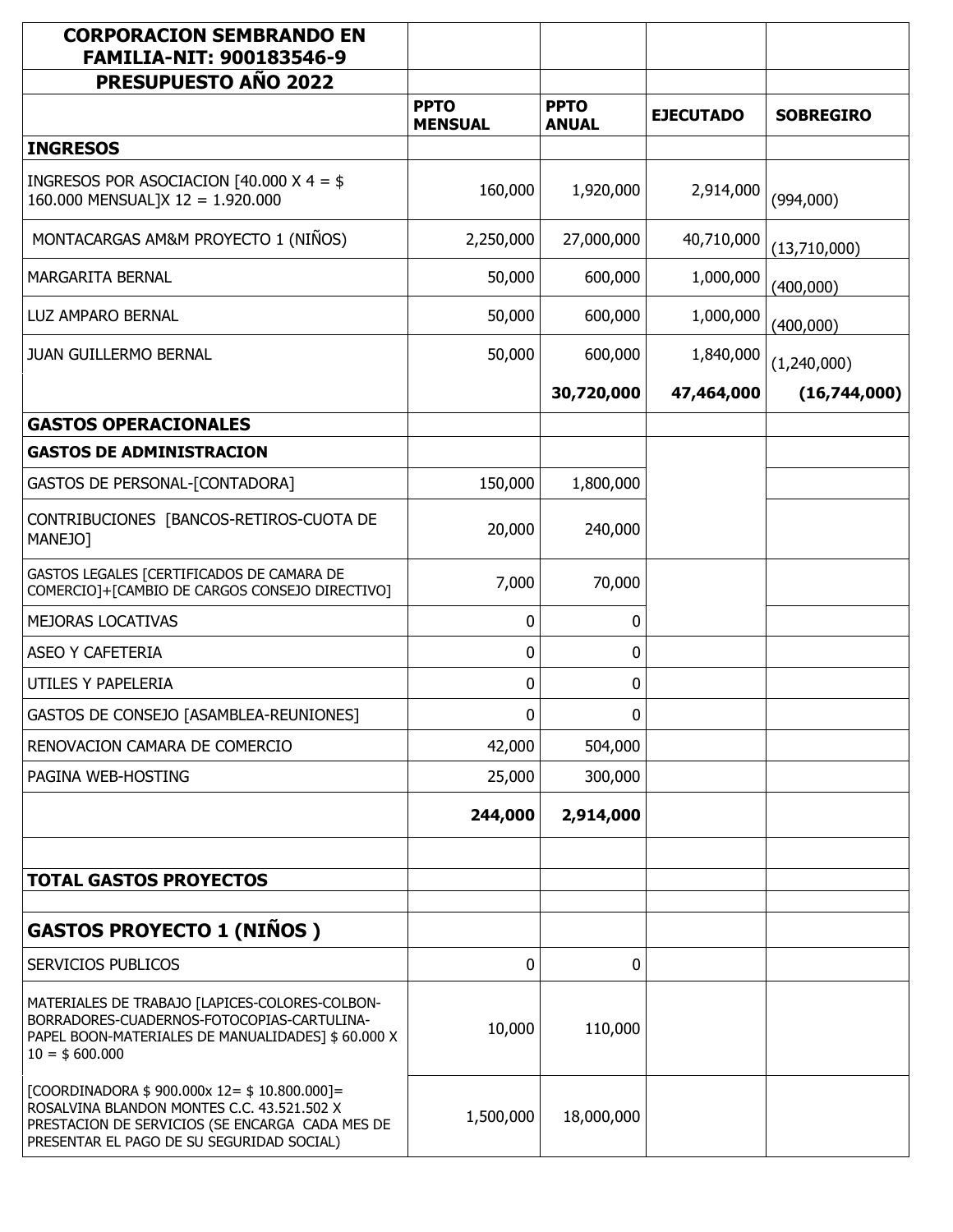| CORPORACION SEMBRANDO EN FAMILIA-NIT: 900183546-9 | | | | |
|---|---|---|---|---|
| **PRESUPUESTO AÑO 2022** | | | | |
| | **PPTO MENSUAL** | **PPTO ANUAL** | **EJECUTADO** | **SOBREGIRO** |
| **INGRESOS** | | | | |
| INGRESOS POR ASOCIACION [40.000 X 4 = $ 160.000 MENSUAL]X 12 = 1.920.000 | 160,000 | 1,920,000 | 2,914,000 | (994,000) |
| MONTACARGAS AM&M PROYECTO 1 (NIÑOS) | 2,250,000 | 27,000,000 | 40,710,000 | (13,710,000) |
| MARGARITA BERNAL | 50,000 | 600,000 | 1,000,000 | (400,000) |
| LUZ AMPARO BERNAL | 50,000 | 600,000 | 1,000,000 | (400,000) |
| JUAN GUILLERMO BERNAL | 50,000 | 600,000 | 1,840,000 | (1,240,000) |
| | | **30,720,000** | **47,464,000** | **(16,744,000)** |
| **GASTOS OPERACIONALES** | | | | |
| **GASTOS DE ADMINISTRACION** | | | | |
| GASTOS DE PERSONAL-[CONTADORA] | 150,000 | 1,800,000 | | |
| CONTRIBUCIONES [BANCOS-RETIROS-CUOTA DE MANEJO] | 20,000 | 240,000 | | |
| GASTOS LEGALES [CERTIFICADOS DE CAMARA DE COMERCIO]+[CAMBIO DE CARGOS CONSEJO DIRECTIVO] | 7,000 | 70,000 | | |
| MEJORAS LOCATIVAS | 0 | 0 | | |
| ASEO Y CAFETERIA | 0 | 0 | | |
| UTILES Y PAPELERIA | 0 | 0 | | |
| GASTOS DE CONSEJO [ASAMBLEA-REUNIONES] | 0 | 0 | | |
| RENOVACION CAMARA DE COMERCIO | 42,000 | 504,000 | | |
| PAGINA WEB-HOSTING | 25,000 | 300,000 | | |
| | **244,000** | **2,914,000** | | |
| | | | | |
| **TOTAL GASTOS PROYECTOS** | | | | |
| | | | | |
| **GASTOS PROYECTO 1 (NIÑOS )** | | | | |
| SERVICIOS PUBLICOS | 0 | 0 | | |
| MATERIALES DE TRABAJO [LAPICES-COLORES-COLBON-BORRADORES-CUADERNOS-FOTOCOPIAS-CARTULINA-PAPEL BOON-MATERIALES DE MANUALIDADES] $ 60.000 X 10 = $ 600.000 | 10,000 | 110,000 | | |
| [COORDINADORA $ 900.000x 12= $ 10.800.000]= ROSALVINA BLANDON MONTES C.C. 43.521.502 X PRESTACION DE SERVICIOS (SE ENCARGA CADA MES DE PRESENTAR EL PAGO DE SU SEGURIDAD SOCIAL) | 1,500,000 | 18,000,000 | | |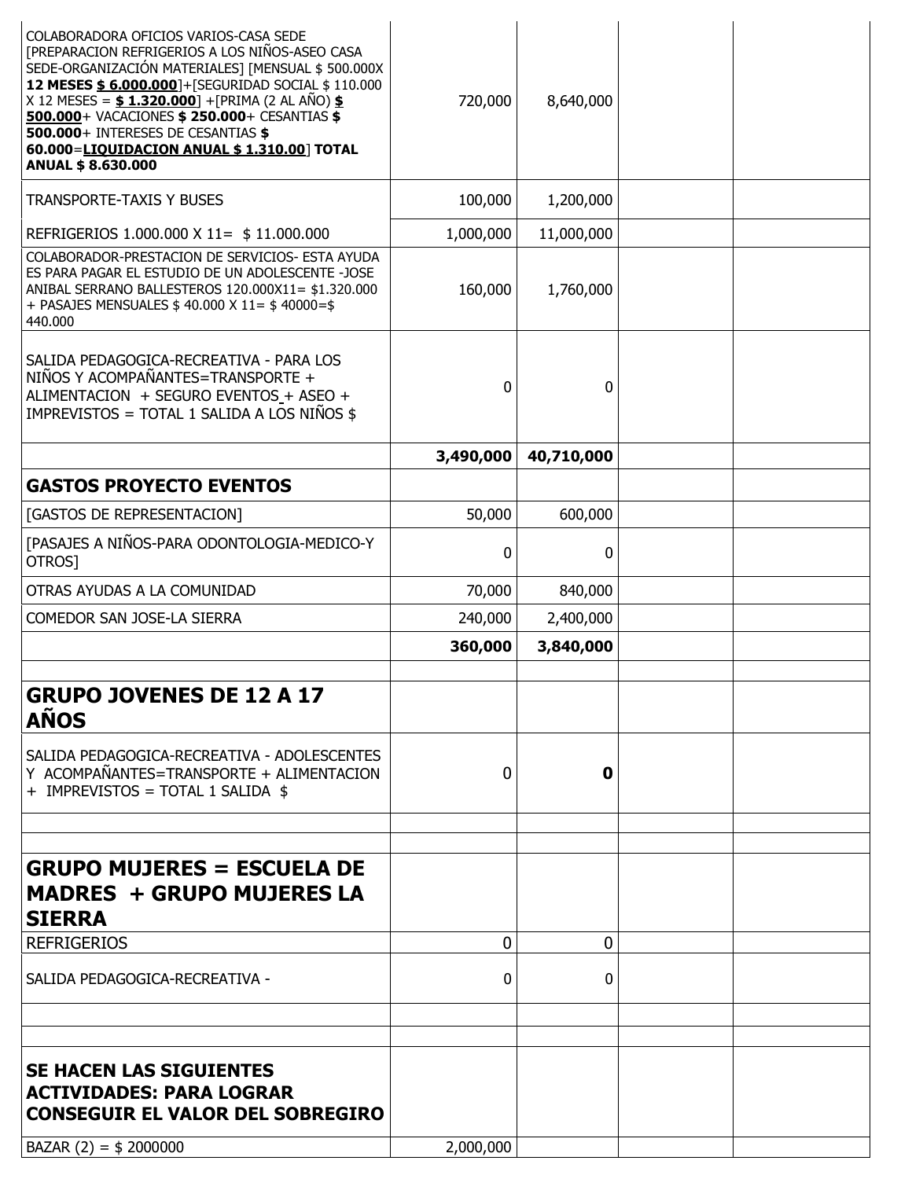| | | | | |
|---|---|---|---|---|
| COLABORADORA OFICIOS VARIOS-CASA SEDE [PREPARACION REFRIGERIOS A LOS NIÑOS-ASEO CASA SEDE-ORGANIZACIÓN MATERIALES] [MENSUAL $ 500.000X **12 MESES <u>$ 6.000.000</u>**]+[SEGURIDAD SOCIAL $ 110.000 X 12 MESES = **<u>$ 1.320.000</u>**] +[PRIMA (2 AL AÑO) **<u>$ 500.000</u>**+ VACACIONES **$ 250.000**+ CESANTIAS **$ 500.000**+ INTERESES DE CESANTIAS **$ 60.000**=**<u>LIQUIDACION ANUAL $ 1.310.00</u>**] **TOTAL ANUAL $ 8.630.000** | 720,000 | 8,640,000 | | |
| TRANSPORTE-TAXIS Y BUSES | 100,000 | 1,200,000 | | |
| REFRIGERIOS 1.000.000 X 11= $ 11.000.000 | 1,000,000 | 11,000,000 | | |
| COLABORADOR-PRESTACION DE SERVICIOS- ESTA AYUDA ES PARA PAGAR EL ESTUDIO DE UN ADOLESCENTE -JOSE ANIBAL SERRANO BALLESTEROS 120.000X11= $1.320.000 + PASAJES MENSUALES $ 40.000 X 11= $ 40000=$ 440.000 | 160,000 | 1,760,000 | | |
| SALIDA PEDAGOGICA-RECREATIVA - PARA LOS NIÑOS Y ACOMPAÑANTES=TRANSPORTE + ALIMENTACION + SEGURO EVENTOS + ASEO + IMPREVISTOS = TOTAL 1 SALIDA A LOS NIÑOS $ | 0 | 0 | | |
| | **3,490,000** | **40,710,000** | | |
| **GASTOS PROYECTO EVENTOS** | | | | |
| [GASTOS DE REPRESENTACION] | 50,000 | 600,000 | | |
| [PASAJES A NIÑOS-PARA ODONTOLOGIA-MEDICO-Y OTROS] | 0 | 0 | | |
| OTRAS AYUDAS A LA COMUNIDAD | 70,000 | 840,000 | | |
| COMEDOR SAN JOSE-LA SIERRA | 240,000 | 2,400,000 | | |
| | **360,000** | **3,840,000** | | |
| | | | | |
| **GRUPO JOVENES DE 12 A 17 AÑOS** | | | | |
| SALIDA PEDAGOGICA-RECREATIVA - ADOLESCENTES Y ACOMPAÑANTES=TRANSPORTE + ALIMENTACION + IMPREVISTOS = TOTAL 1 SALIDA $ | 0 | **0** | | |
| | | | | |
| | | | | |
| **GRUPO MUJERES = ESCUELA DE MADRES + GRUPO MUJERES LA SIERRA** | | | | |
| REFRIGERIOS | 0 | 0 | | |
| SALIDA PEDAGOGICA-RECREATIVA - | 0 | 0 | | |
| | | | | |
| | | | | |
| **SE HACEN LAS SIGUIENTES ACTIVIDADES: PARA LOGRAR CONSEGUIR EL VALOR DEL SOBREGIRO** | | | | |
| BAZAR (2) = $ 2000000 | 2,000,000 | | | |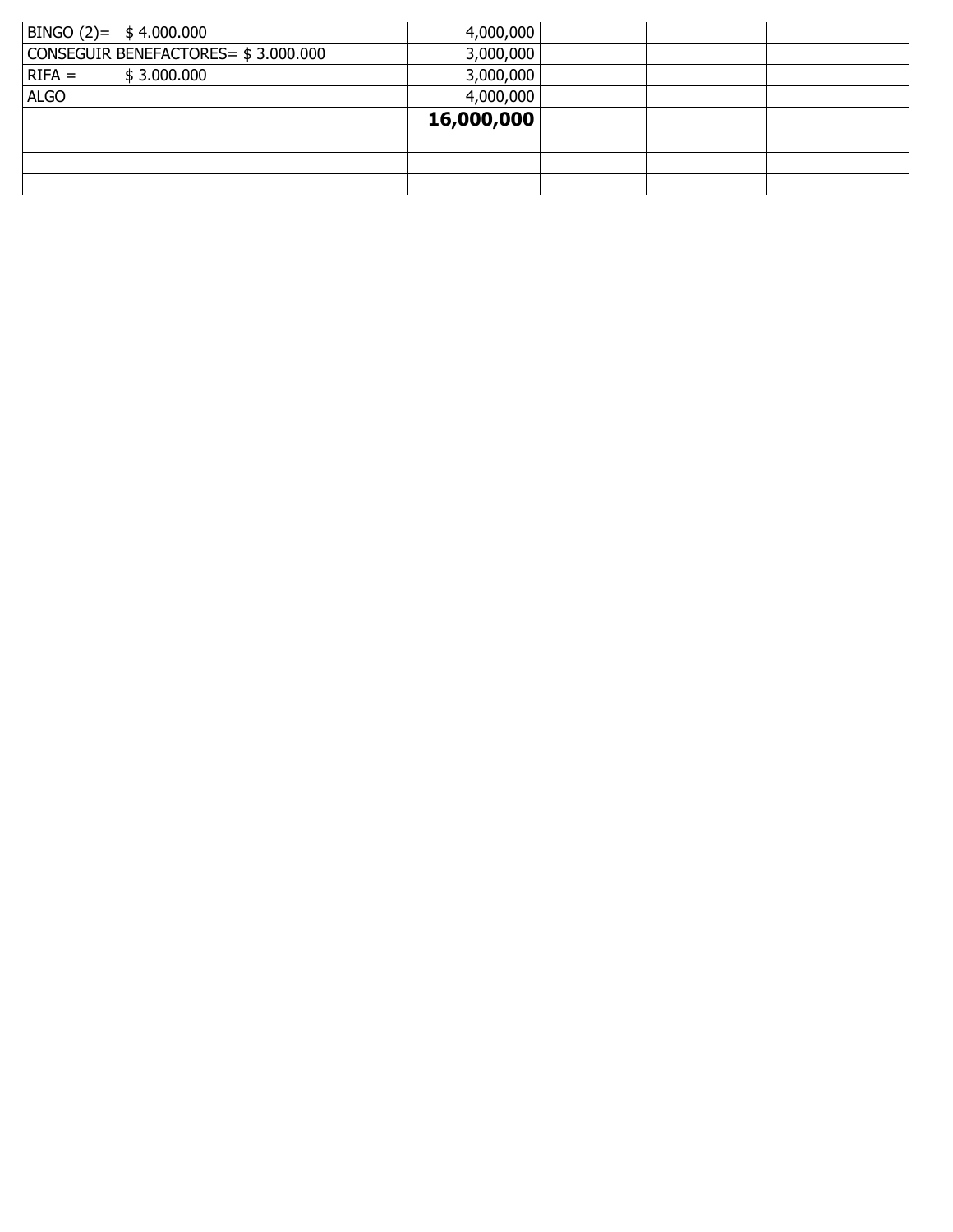| | | | | |
|---|---|---|---|---|
| BINGO (2)= $ 4.000.000 | 4,000,000 | | | |
| CONSEGUIR BENEFACTORES= $ 3.000.000 | 3,000,000 | | | |
| RIFA = $ 3.000.000 | 3,000,000 | | | |
| ALGO | 4,000,000 | | | |
| | **16,000,000** | | | |
| | | | | |
| | | | | |
| | | | | |